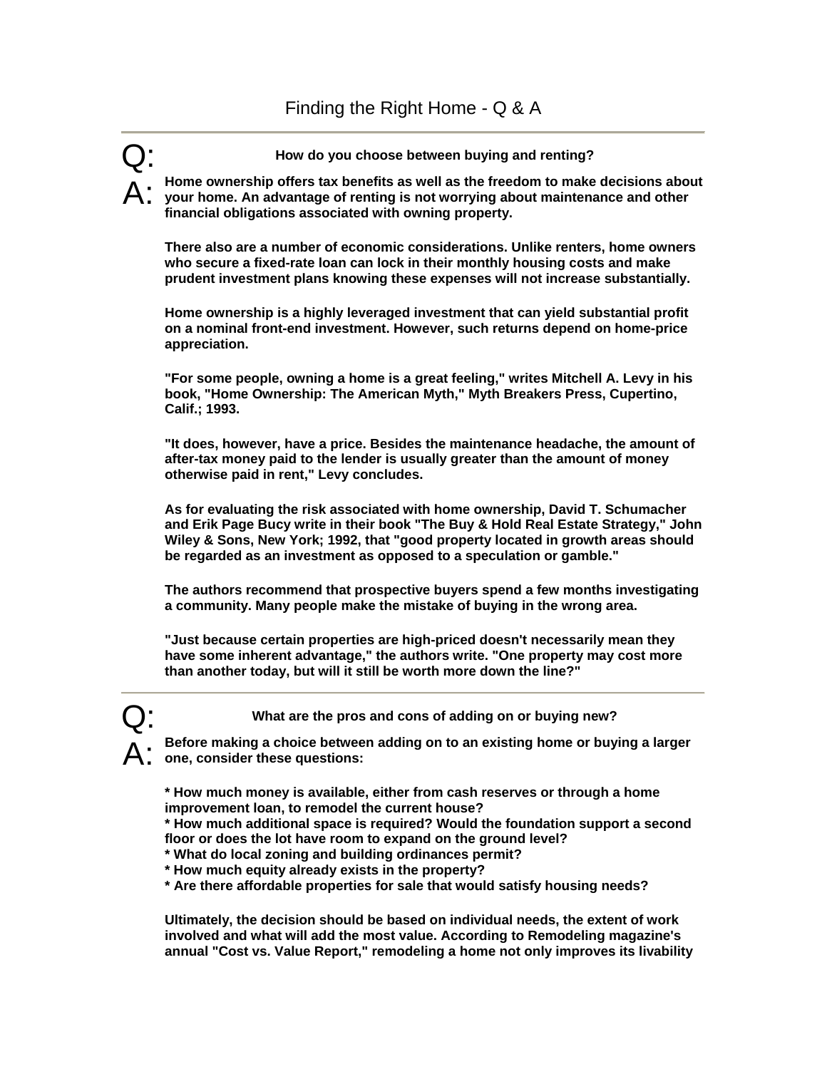# Finding the Right Home - Q & A

---

**Q: How do you choose between buying and renting?**

**A:** **Home ownership offers tax benefits as well as the freedom to make decisions about your home. An advantage of renting is not worrying about maintenance and other financial obligations associated with owning property.**

**There also are a number of economic considerations. Unlike renters, home owners who secure a fixed-rate loan can lock in their monthly housing costs and make prudent investment plans knowing these expenses will not increase substantially.**

**Home ownership is a highly leveraged investment that can yield substantial profit on a nominal front-end investment. However, such returns depend on home-price appreciation.**

**"For some people, owning a home is a great feeling," writes Mitchell A. Levy in his book, "Home Ownership: The American Myth," Myth Breakers Press, Cupertino, Calif.; 1993.**

**"It does, however, have a price. Besides the maintenance headache, the amount of after-tax money paid to the lender is usually greater than the amount of money otherwise paid in rent," Levy concludes.**

**As for evaluating the risk associated with home ownership, David T. Schumacher and Erik Page Bucy write in their book "The Buy & Hold Real Estate Strategy," John Wiley & Sons, New York; 1992, that "good property located in growth areas should be regarded as an investment as opposed to a speculation or gamble."**

**The authors recommend that prospective buyers spend a few months investigating a community. Many people make the mistake of buying in the wrong area.**

**"Just because certain properties are high-priced doesn't necessarily mean they have some inherent advantage," the authors write. "One property may cost more than another today, but will it still be worth more down the line?"**

---

**Q: What are the pros and cons of adding on or buying new?**

**A:** **Before making a choice between adding on to an existing home or buying a larger one, consider these questions:**

* **How much money is available, either from cash reserves or through a home improvement loan, to remodel the current house?**
* **How much additional space is required? Would the foundation support a second floor or does the lot have room to expand on the ground level?**
* **What do local zoning and building ordinances permit?**
* **How much equity already exists in the property?**
* **Are there affordable properties for sale that would satisfy housing needs?**

**Ultimately, the decision should be based on individual needs, the extent of work involved and what will add the most value. According to Remodeling magazine's annual "Cost vs. Value Report," remodeling a home not only improves its livability**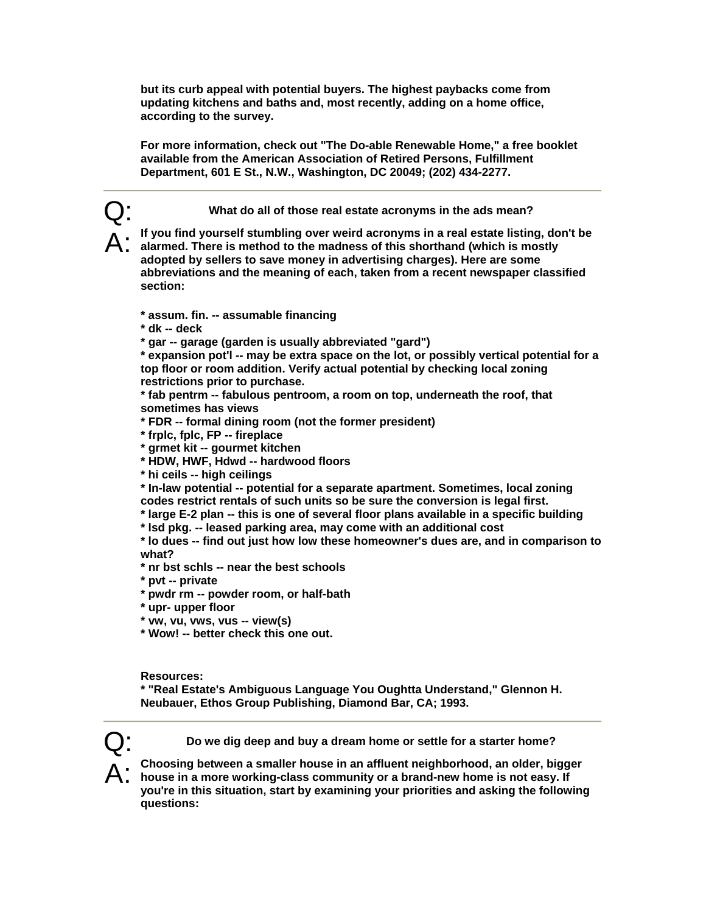**but its curb appeal with potential buyers. The highest paybacks come from updating kitchens and baths and, most recently, adding on a home office, according to the survey.**

**For more information, check out "The Do-able Renewable Home," a free booklet available from the American Association of Retired Persons, Fulfillment Department, 601 E St., N.W., Washington, DC 20049; (202) 434-2277.**

---

Q: **What do all of those real estate acronyms in the ads mean?**

A: **If you find yourself stumbling over weird acronyms in a real estate listing, don't be alarmed. There is method to the madness of this shorthand (which is mostly adopted by sellers to save money in advertising charges). Here are some abbreviations and the meaning of each, taken from a recent newspaper classified section:**

**\* assum. fin. -- assumable financing**
**\* dk -- deck**
**\* gar -- garage (garden is usually abbreviated "gard")**
**\* expansion pot'l -- may be extra space on the lot, or possibly vertical potential for a top floor or room addition. Verify actual potential by checking local zoning restrictions prior to purchase.**
**\* fab pentrm -- fabulous pentroom, a room on top, underneath the roof, that sometimes has views**
**\* FDR -- formal dining room (not the former president)**
**\* frplc, fplc, FP -- fireplace**
**\* grmet kit -- gourmet kitchen**
**\* HDW, HWF, Hdwd -- hardwood floors**
**\* hi ceils -- high ceilings**
**\* In-law potential -- potential for a separate apartment. Sometimes, local zoning codes restrict rentals of such units so be sure the conversion is legal first.**
**\* large E-2 plan -- this is one of several floor plans available in a specific building**
**\* lsd pkg. -- leased parking area, may come with an additional cost**
**\* lo dues -- find out just how low these homeowner's dues are, and in comparison to what?**
**\* nr bst schls -- near the best schools**
**\* pvt -- private**
**\* pwdr rm -- powder room, or half-bath**
**\* upr- upper floor**
**\* vw, vu, vws, vus -- view(s)**
**\* Wow! -- better check this one out.**

**Resources:**
**\* "Real Estate's Ambiguous Language You Oughtta Understand," Glennon H. Neubauer, Ethos Group Publishing, Diamond Bar, CA; 1993.**

---

Q: **Do we dig deep and buy a dream home or settle for a starter home?**

A: **Choosing between a smaller house in an affluent neighborhood, an older, bigger house in a more working-class community or a brand-new home is not easy. If you're in this situation, start by examining your priorities and asking the following questions:**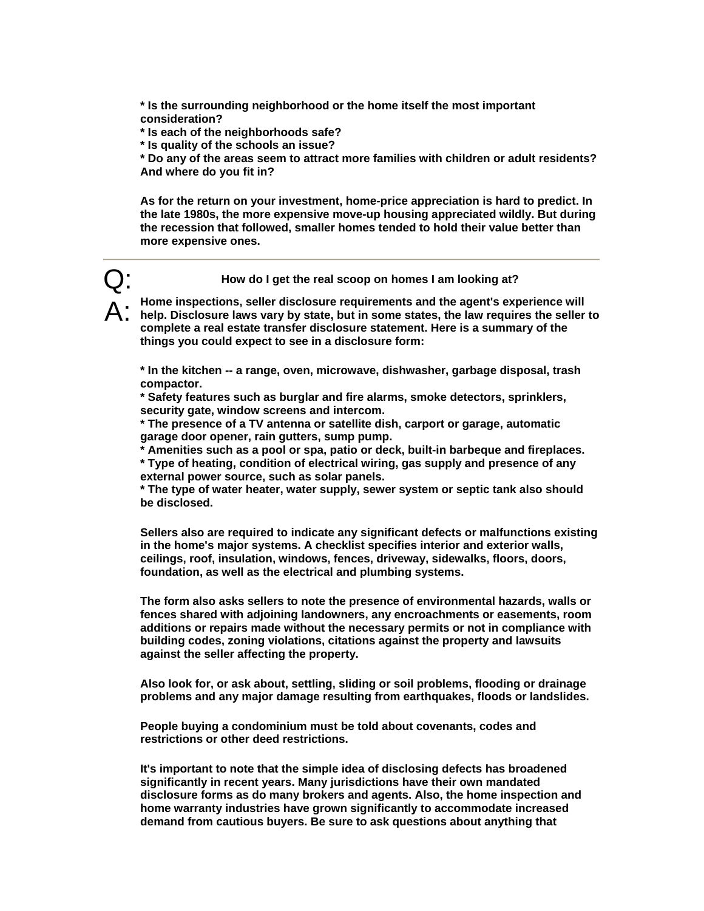* Is the surrounding neighborhood or the home itself the most important consideration?
* Is each of the neighborhoods safe?
* Is quality of the schools an issue?
* Do any of the areas seem to attract more families with children or adult residents? And where do you fit in?

As for the return on your investment, home-price appreciation is hard to predict. In the late 1980s, the more expensive move-up housing appreciated wildly. But during the recession that followed, smaller homes tended to hold their value better than more expensive ones.

---

Q: **How do I get the real scoop on homes I am looking at?**

A: Home inspections, seller disclosure requirements and the agent's experience will help. Disclosure laws vary by state, but in some states, the law requires the seller to complete a real estate transfer disclosure statement. Here is a summary of the things you could expect to see in a disclosure form:

* In the kitchen -- a range, oven, microwave, dishwasher, garbage disposal, trash compactor.
* Safety features such as burglar and fire alarms, smoke detectors, sprinklers, security gate, window screens and intercom.
* The presence of a TV antenna or satellite dish, carport or garage, automatic garage door opener, rain gutters, sump pump.
* Amenities such as a pool or spa, patio or deck, built-in barbeque and fireplaces.
* Type of heating, condition of electrical wiring, gas supply and presence of any external power source, such as solar panels.
* The type of water heater, water supply, sewer system or septic tank also should be disclosed.

Sellers also are required to indicate any significant defects or malfunctions existing in the home's major systems. A checklist specifies interior and exterior walls, ceilings, roof, insulation, windows, fences, driveway, sidewalks, floors, doors, foundation, as well as the electrical and plumbing systems.

The form also asks sellers to note the presence of environmental hazards, walls or fences shared with adjoining landowners, any encroachments or easements, room additions or repairs made without the necessary permits or not in compliance with building codes, zoning violations, citations against the property and lawsuits against the seller affecting the property.

Also look for, or ask about, settling, sliding or soil problems, flooding or drainage problems and any major damage resulting from earthquakes, floods or landslides.

People buying a condominium must be told about covenants, codes and restrictions or other deed restrictions.

It's important to note that the simple idea of disclosing defects has broadened significantly in recent years. Many jurisdictions have their own mandated disclosure forms as do many brokers and agents. Also, the home inspection and home warranty industries have grown significantly to accommodate increased demand from cautious buyers. Be sure to ask questions about anything that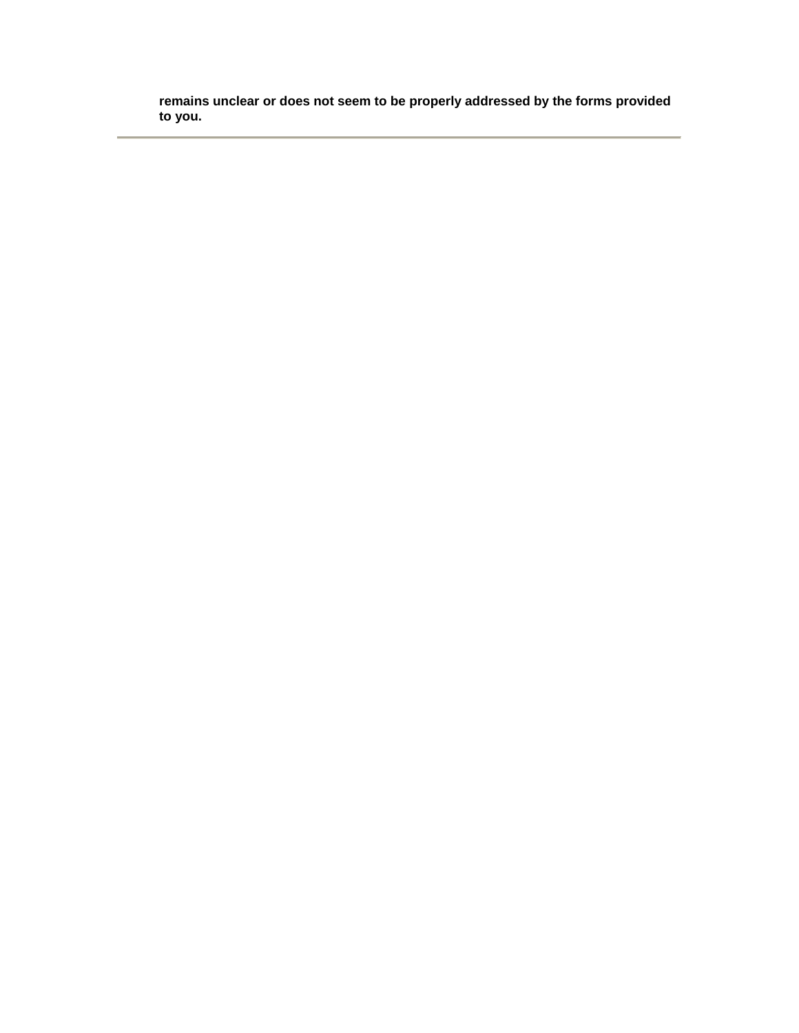**remains unclear or does not seem to be properly addressed by the forms provided to you.**

---